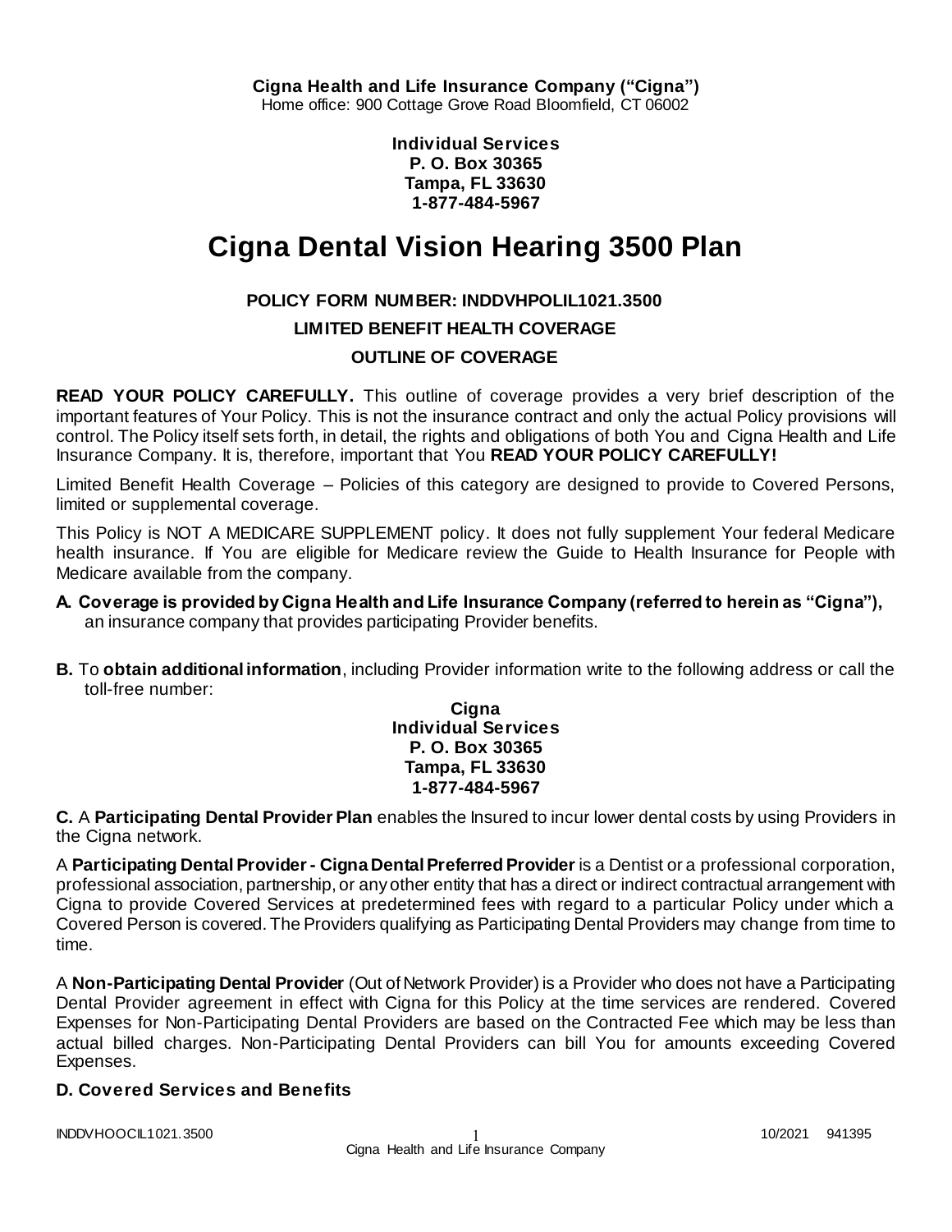**Cigna Health and Life Insurance Company ("Cigna")**
Home office: 900 Cottage Grove Road Bloomfield, CT 06002

**Individual Services**
**P. O. Box 30365**
**Tampa, FL 33630**
**1-877-484-5967**

# Cigna Dental Vision Hearing 3500 Plan

**POLICY FORM NUMBER: INDDVHPOLIL1021.3500**

**LIMITED BENEFIT HEALTH COVERAGE**

**OUTLINE OF COVERAGE**

**READ YOUR POLICY CAREFULLY.** This outline of coverage provides a very brief description of the important features of Your Policy. This is not the insurance contract and only the actual Policy provisions will control. The Policy itself sets forth, in detail, the rights and obligations of both You and Cigna Health and Life Insurance Company. It is, therefore, important that You **READ YOUR POLICY CAREFULLY!**

Limited Benefit Health Coverage – Policies of this category are designed to provide to Covered Persons, limited or supplemental coverage.

This Policy is NOT A MEDICARE SUPPLEMENT policy. It does not fully supplement Your federal Medicare health insurance. If You are eligible for Medicare review the Guide to Health Insurance for People with Medicare available from the company.

**A. Coverage is provided by Cigna Health and Life Insurance Company (referred to herein as "Cigna"),** an insurance company that provides participating Provider benefits.

**B.** To **obtain additional information**, including Provider information write to the following address or call the toll-free number:

**Cigna**
**Individual Services**
**P. O. Box 30365**
**Tampa, FL 33630**
**1-877-484-5967**

**C.** A **Participating Dental Provider Plan** enables the Insured to incur lower dental costs by using Providers in the Cigna network.

A **Participating Dental Provider - Cigna Dental Preferred Provider** is a Dentist or a professional corporation, professional association, partnership, or any other entity that has a direct or indirect contractual arrangement with Cigna to provide Covered Services at predetermined fees with regard to a particular Policy under which a Covered Person is covered. The Providers qualifying as Participating Dental Providers may change from time to time.

A **Non-Participating Dental Provider** (Out of Network Provider) is a Provider who does not have a Participating Dental Provider agreement in effect with Cigna for this Policy at the time services are rendered. Covered Expenses for Non-Participating Dental Providers are based on the Contracted Fee which may be less than actual billed charges. Non-Participating Dental Providers can bill You for amounts exceeding Covered Expenses.

**D. Covered Services and Benefits**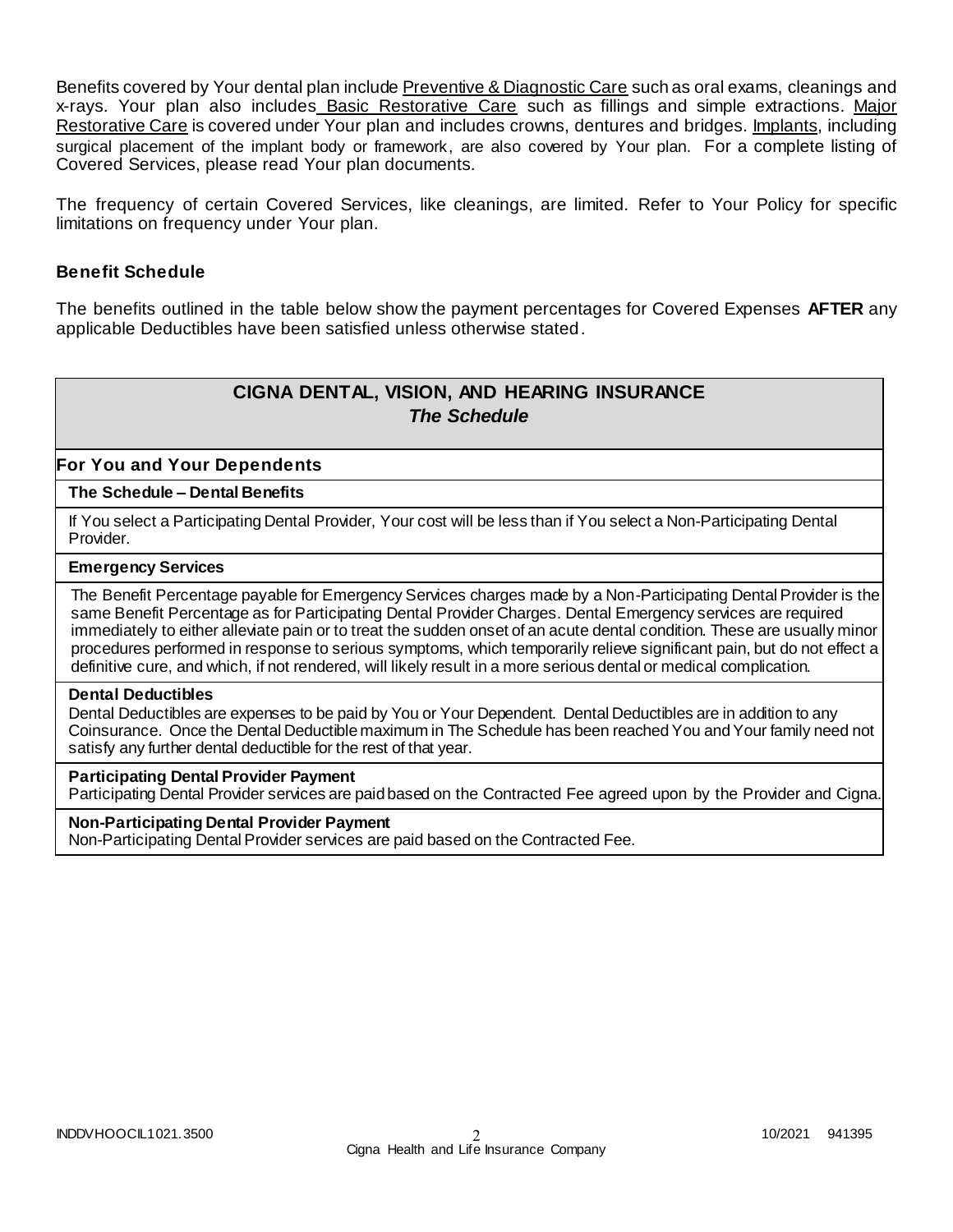Benefits covered by Your dental plan include Preventive & Diagnostic Care such as oral exams, cleanings and x-rays. Your plan also includes Basic Restorative Care such as fillings and simple extractions. Major Restorative Care is covered under Your plan and includes crowns, dentures and bridges. Implants, including surgical placement of the implant body or framework, are also covered by Your plan. For a complete listing of Covered Services, please read Your plan documents.

The frequency of certain Covered Services, like cleanings, are limited. Refer to Your Policy for specific limitations on frequency under Your plan.

### Benefit Schedule

The benefits outlined in the table below show the payment percentages for Covered Expenses **AFTER** any applicable Deductibles have been satisfied unless otherwise stated.

| **CIGNA DENTAL, VISION, AND HEARING INSURANCE** *The Schedule* |
|---|
| **For You and Your Dependents** |
| **The Schedule – Dental Benefits** |
| If You select a Participating Dental Provider, Your cost will be less than if You select a Non-Participating Dental Provider. |
| **Emergency Services** |
| The Benefit Percentage payable for Emergency Services charges made by a Non-Participating Dental Provider is the same Benefit Percentage as for Participating Dental Provider Charges. Dental Emergency services are required immediately to either alleviate pain or to treat the sudden onset of an acute dental condition. These are usually minor procedures performed in response to serious symptoms, which temporarily relieve significant pain, but do not effect a definitive cure, and which, if not rendered, will likely result in a more serious dental or medical complication. |
| **Dental Deductibles** Dental Deductibles are expenses to be paid by You or Your Dependent. Dental Deductibles are in addition to any Coinsurance. Once the Dental Deductible maximum in The Schedule has been reached You and Your family need not satisfy any further dental deductible for the rest of that year. |
| **Participating Dental Provider Payment** Participating Dental Provider services are paid based on the Contracted Fee agreed upon by the Provider and Cigna. |
| **Non-Participating Dental Provider Payment** Non-Participating Dental Provider services are paid based on the Contracted Fee. |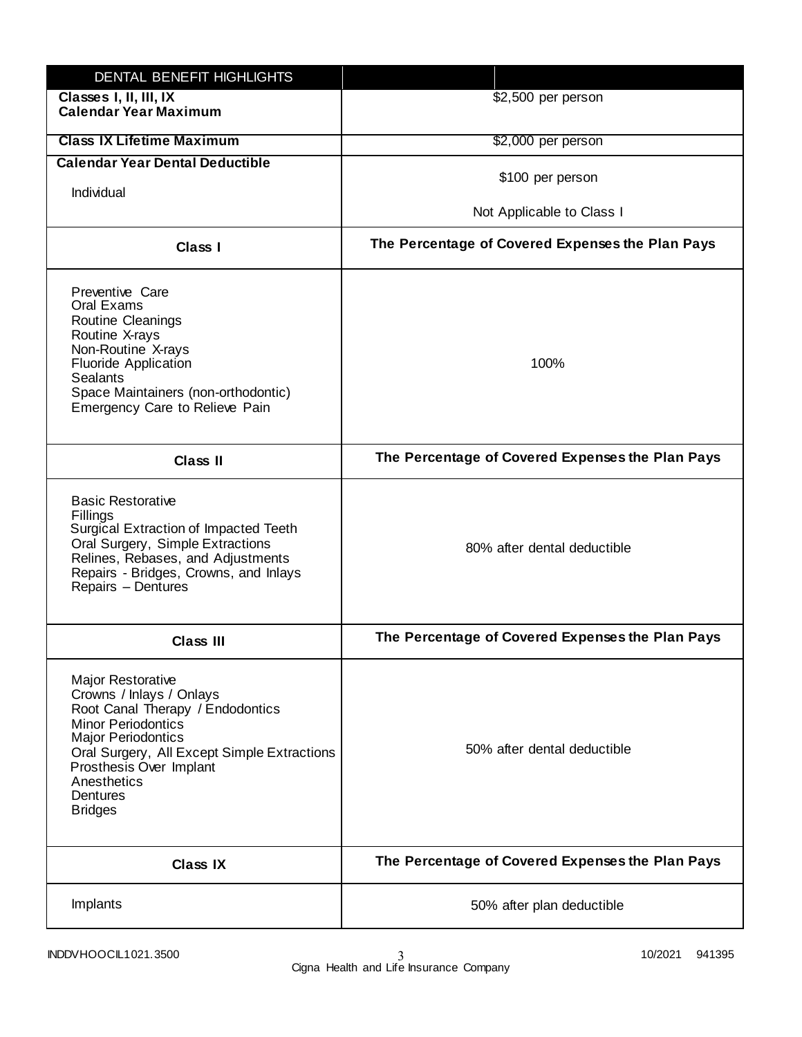| DENTAL BENEFIT HIGHLIGHTS | |
|---|---|
| **Classes I, II, III, IX Calendar Year Maximum** | $2,500 per person |
| **Class IX Lifetime Maximum** | $2,000 per person |
| **Calendar Year Dental Deductible**<br>Individual | $100 per person<br>Not Applicable to Class I |
| **Class I** | **The Percentage of Covered Expenses the Plan Pays** |
| Preventive Care<br>Oral Exams<br>Routine Cleanings<br>Routine X-rays<br>Non-Routine X-rays<br>Fluoride Application<br>Sealants<br>Space Maintainers (non-orthodontic)<br>Emergency Care to Relieve Pain | 100% |
| **Class II** | **The Percentage of Covered Expenses the Plan Pays** |
| Basic Restorative<br>Fillings<br>Surgical Extraction of Impacted Teeth<br>Oral Surgery, Simple Extractions<br>Relines, Rebases, and Adjustments<br>Repairs - Bridges, Crowns, and Inlays<br>Repairs – Dentures | 80% after dental deductible |
| **Class III** | **The Percentage of Covered Expenses the Plan Pays** |
| Major Restorative<br>Crowns / Inlays / Onlays<br>Root Canal Therapy / Endodontics<br>Minor Periodontics<br>Major Periodontics<br>Oral Surgery, All Except Simple Extractions<br>Prosthesis Over Implant<br>Anesthetics<br>Dentures<br>Bridges | 50% after dental deductible |
| **Class IX** | **The Percentage of Covered Expenses the Plan Pays** |
| Implants | 50% after plan deductible |

INDDVHOOCIL1021.3500 10/2021 941395
Cigna Health and Life Insurance Company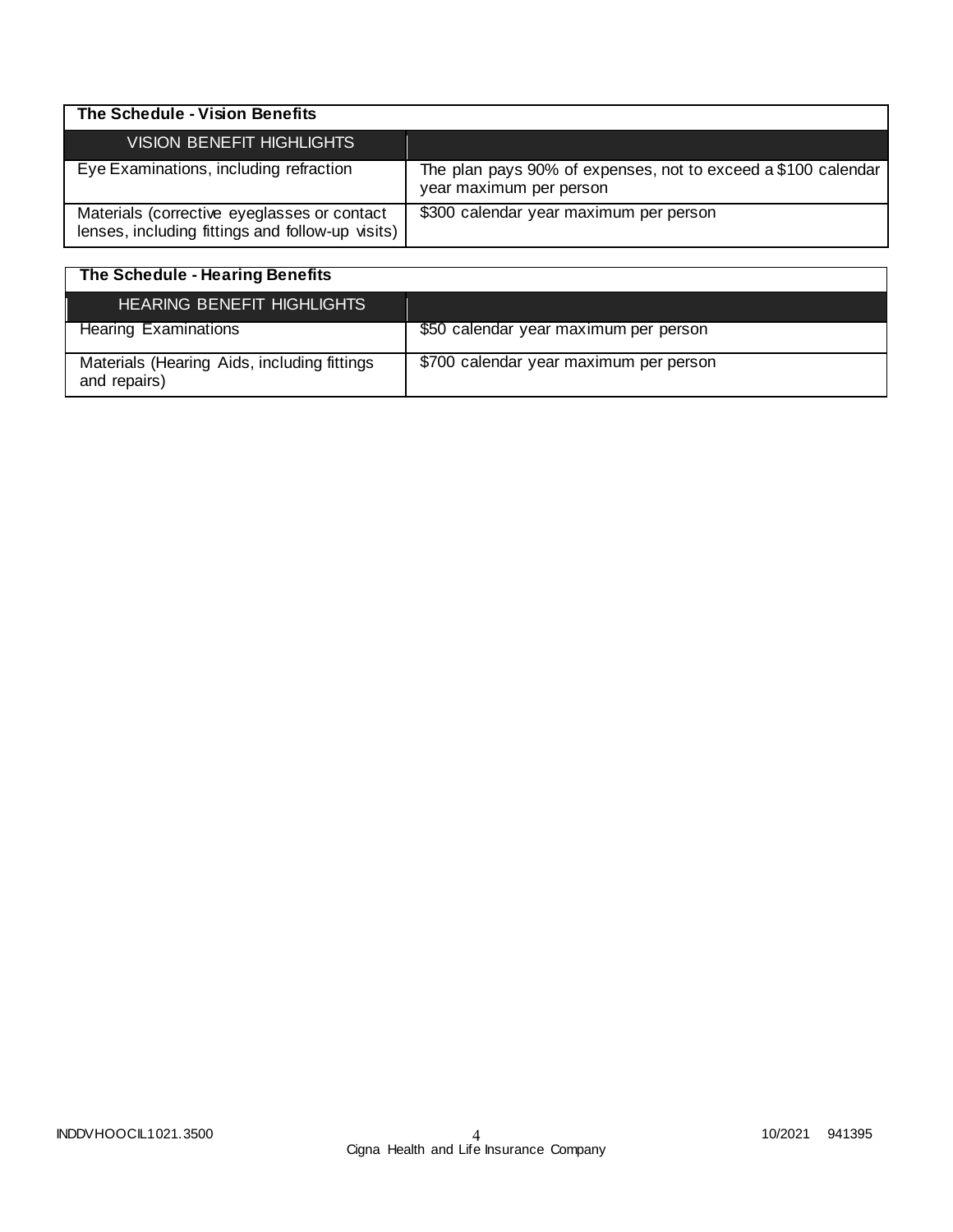**The Schedule - Vision Benefits**

| VISION BENEFIT HIGHLIGHTS | |
|---|---|
| Eye Examinations, including refraction | The plan pays 90% of expenses, not to exceed a $100 calendar year maximum per person |
| Materials (corrective eyeglasses or contact lenses, including fittings and follow-up visits) | $300 calendar year maximum per person |

**The Schedule - Hearing Benefits**

| HEARING BENEFIT HIGHLIGHTS | |
|---|---|
| Hearing Examinations | $50 calendar year maximum per person |
| Materials (Hearing Aids, including fittings and repairs) | $700 calendar year maximum per person |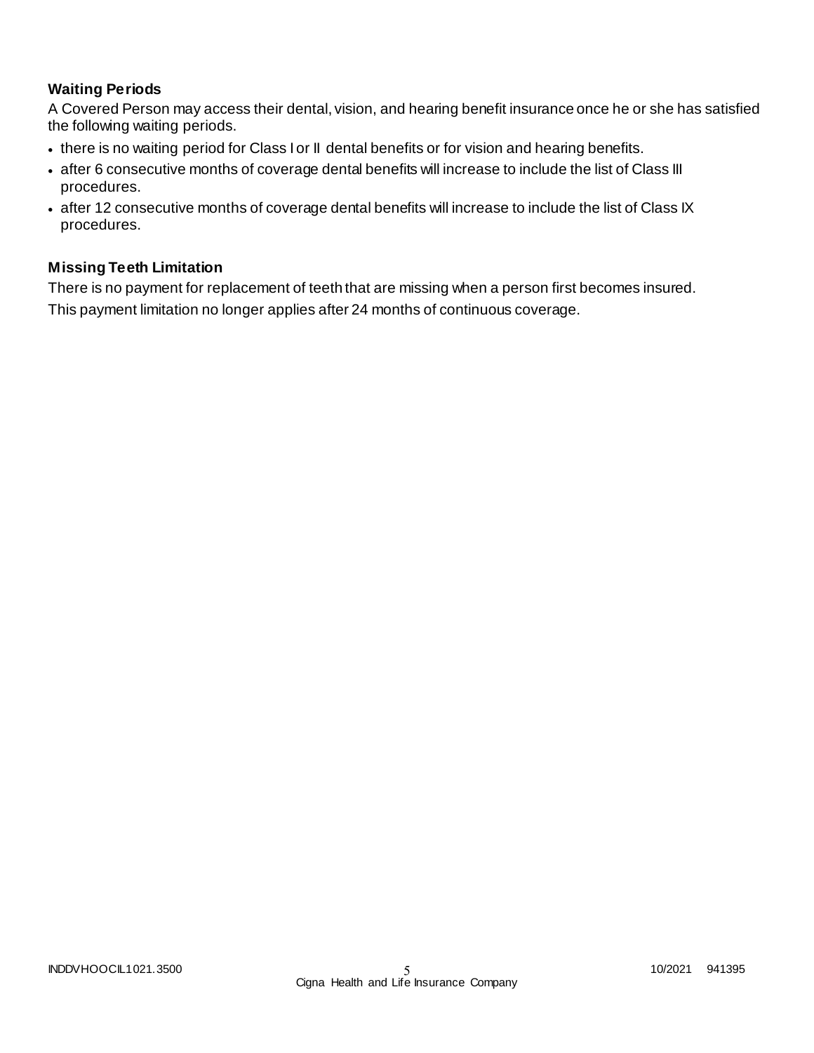### Waiting Periods

A Covered Person may access their dental, vision, and hearing benefit insurance once he or she has satisfied the following waiting periods.

- there is no waiting period for Class I or II dental benefits or for vision and hearing benefits.
- after 6 consecutive months of coverage dental benefits will increase to include the list of Class III procedures.
- after 12 consecutive months of coverage dental benefits will increase to include the list of Class IX procedures.

### Missing Teeth Limitation

There is no payment for replacement of teeth that are missing when a person first becomes insured.

This payment limitation no longer applies after 24 months of continuous coverage.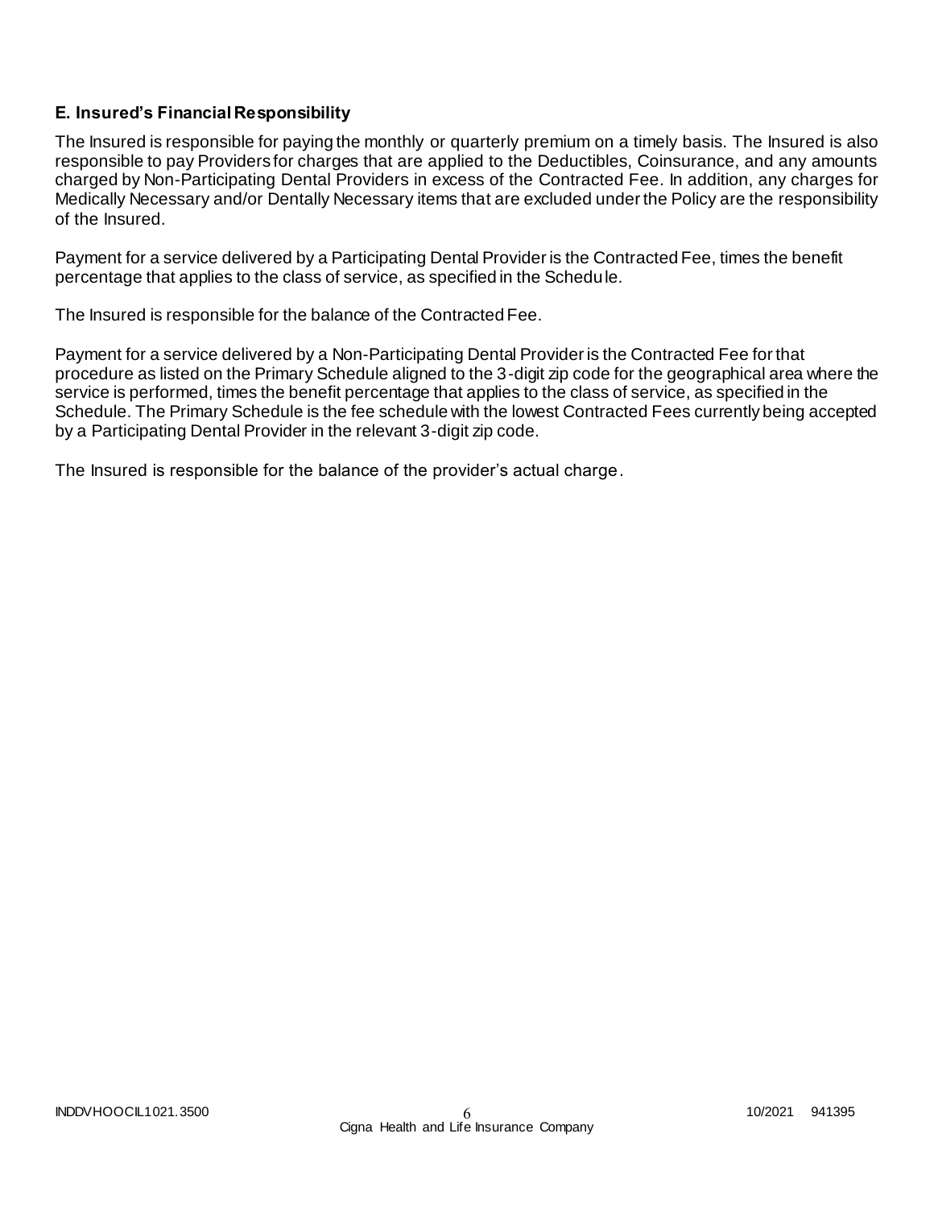### E. Insured's Financial Responsibility

The Insured is responsible for paying the monthly or quarterly premium on a timely basis. The Insured is also responsible to pay Providers for charges that are applied to the Deductibles, Coinsurance, and any amounts charged by Non-Participating Dental Providers in excess of the Contracted Fee. In addition, any charges for Medically Necessary and/or Dentally Necessary items that are excluded under the Policy are the responsibility of the Insured.

Payment for a service delivered by a Participating Dental Provider is the Contracted Fee, times the benefit percentage that applies to the class of service, as specified in the Schedule.

The Insured is responsible for the balance of the Contracted Fee.

Payment for a service delivered by a Non-Participating Dental Provider is the Contracted Fee for that procedure as listed on the Primary Schedule aligned to the 3-digit zip code for the geographical area where the service is performed, times the benefit percentage that applies to the class of service, as specified in the Schedule. The Primary Schedule is the fee schedule with the lowest Contracted Fees currently being accepted by a Participating Dental Provider in the relevant 3-digit zip code.

The Insured is responsible for the balance of the provider's actual charge.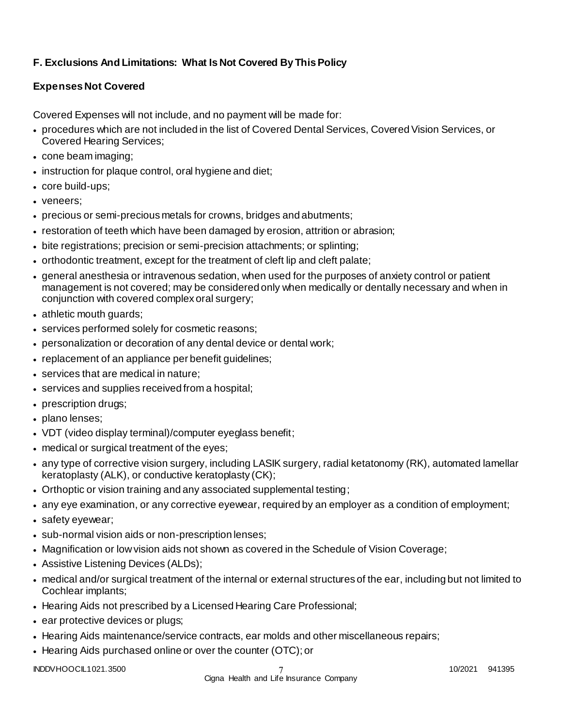### F. Exclusions And Limitations: What Is Not Covered By This Policy

**Expenses Not Covered**

Covered Expenses will not include, and no payment will be made for:

- procedures which are not included in the list of Covered Dental Services, Covered Vision Services, or Covered Hearing Services;
- cone beam imaging;
- instruction for plaque control, oral hygiene and diet;
- core build-ups;
- veneers;
- precious or semi-precious metals for crowns, bridges and abutments;
- restoration of teeth which have been damaged by erosion, attrition or abrasion;
- bite registrations; precision or semi-precision attachments; or splinting;
- orthodontic treatment, except for the treatment of cleft lip and cleft palate;
- general anesthesia or intravenous sedation, when used for the purposes of anxiety control or patient management is not covered; may be considered only when medically or dentally necessary and when in conjunction with covered complex oral surgery;
- athletic mouth guards;
- services performed solely for cosmetic reasons;
- personalization or decoration of any dental device or dental work;
- replacement of an appliance per benefit guidelines;
- services that are medical in nature;
- services and supplies received from a hospital;
- prescription drugs;
- plano lenses;
- VDT (video display terminal)/computer eyeglass benefit;
- medical or surgical treatment of the eyes;
- any type of corrective vision surgery, including LASIK surgery, radial ketatonomy (RK), automated lamellar keratoplasty (ALK), or conductive keratoplasty (CK);
- Orthoptic or vision training and any associated supplemental testing;
- any eye examination, or any corrective eyewear, required by an employer as a condition of employment;
- safety eyewear;
- sub-normal vision aids or non-prescription lenses;
- Magnification or low vision aids not shown as covered in the Schedule of Vision Coverage;
- Assistive Listening Devices (ALDs);
- medical and/or surgical treatment of the internal or external structures of the ear, including but not limited to Cochlear implants;
- Hearing Aids not prescribed by a Licensed Hearing Care Professional;
- ear protective devices or plugs;
- Hearing Aids maintenance/service contracts, ear molds and other miscellaneous repairs;
- Hearing Aids purchased online or over the counter (OTC); or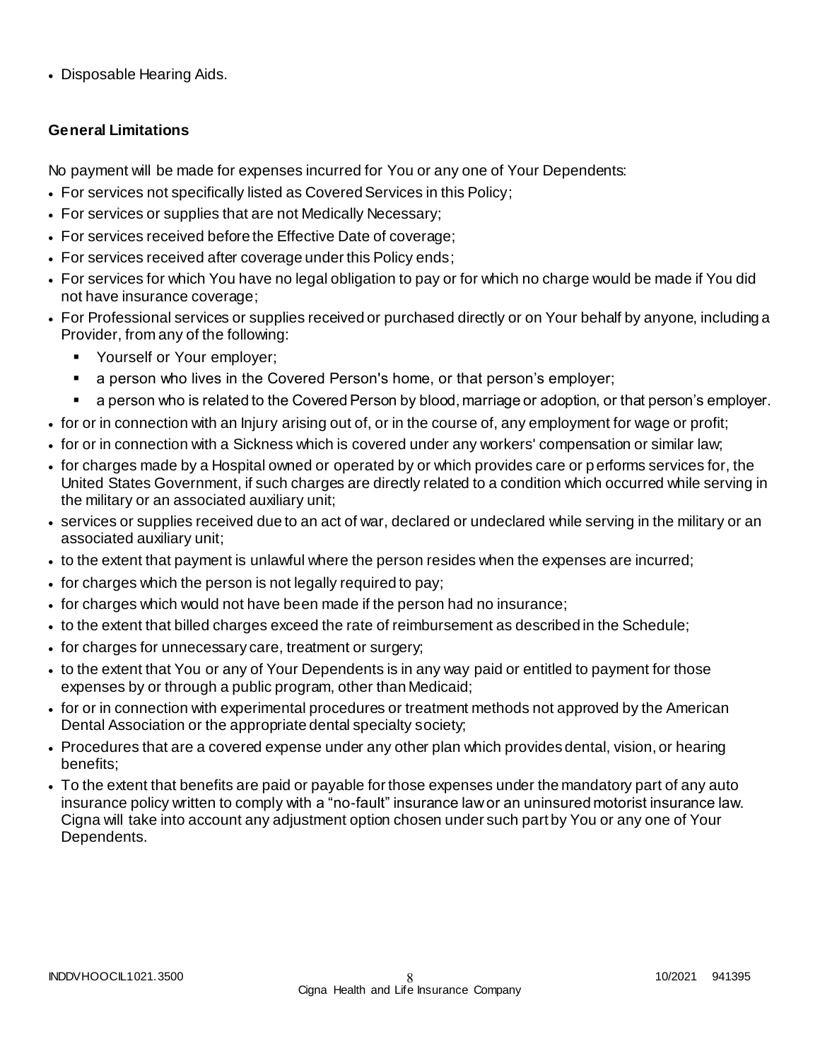- Disposable Hearing Aids.

**General Limitations**

No payment will be made for expenses incurred for You or any one of Your Dependents:

- For services not specifically listed as Covered Services in this Policy;
- For services or supplies that are not Medically Necessary;
- For services received before the Effective Date of coverage;
- For services received after coverage under this Policy ends;
- For services for which You have no legal obligation to pay or for which no charge would be made if You did not have insurance coverage;
- For Professional services or supplies received or purchased directly or on Your behalf by anyone, including a Provider, from any of the following:
  - Yourself or Your employer;
  - a person who lives in the Covered Person's home, or that person's employer;
  - a person who is related to the Covered Person by blood, marriage or adoption, or that person's employer.
- for or in connection with an Injury arising out of, or in the course of, any employment for wage or profit;
- for or in connection with a Sickness which is covered under any workers' compensation or similar law;
- for charges made by a Hospital owned or operated by or which provides care or performs services for, the United States Government, if such charges are directly related to a condition which occurred while serving in the military or an associated auxiliary unit;
- services or supplies received due to an act of war, declared or undeclared while serving in the military or an associated auxiliary unit;
- to the extent that payment is unlawful where the person resides when the expenses are incurred;
- for charges which the person is not legally required to pay;
- for charges which would not have been made if the person had no insurance;
- to the extent that billed charges exceed the rate of reimbursement as described in the Schedule;
- for charges for unnecessary care, treatment or surgery;
- to the extent that You or any of Your Dependents is in any way paid or entitled to payment for those expenses by or through a public program, other than Medicaid;
- for or in connection with experimental procedures or treatment methods not approved by the American Dental Association or the appropriate dental specialty society;
- Procedures that are a covered expense under any other plan which provides dental, vision, or hearing benefits;
- To the extent that benefits are paid or payable for those expenses under the mandatory part of any auto insurance policy written to comply with a "no-fault" insurance law or an uninsured motorist insurance law. Cigna will take into account any adjustment option chosen under such part by You or any one of Your Dependents.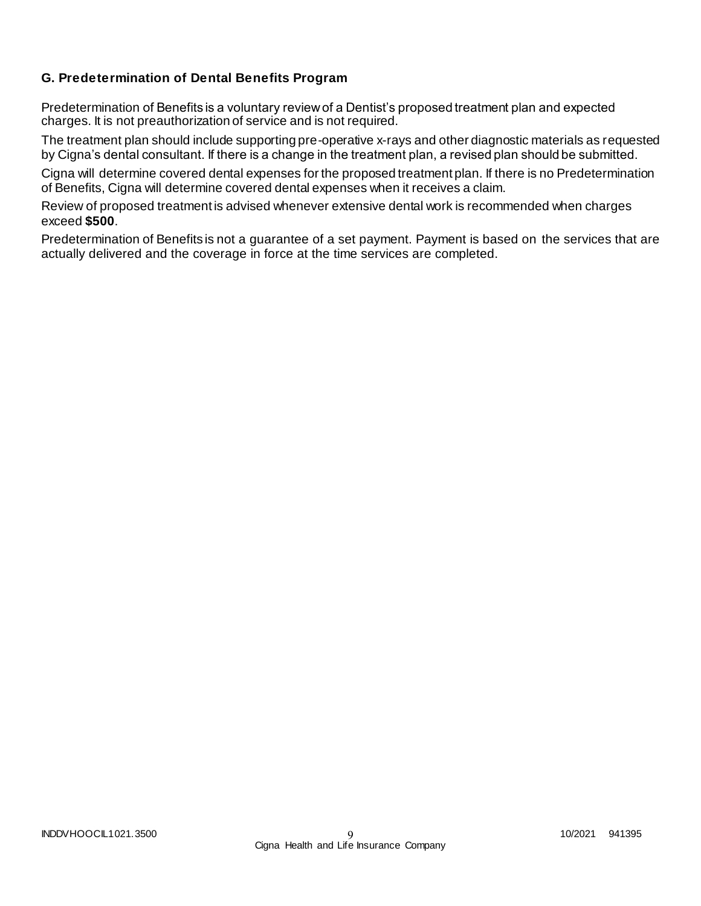### G. Predetermination of Dental Benefits Program

Predetermination of Benefits is a voluntary review of a Dentist's proposed treatment plan and expected charges. It is not preauthorization of service and is not required.

The treatment plan should include supporting pre-operative x-rays and other diagnostic materials as requested by Cigna's dental consultant. If there is a change in the treatment plan, a revised plan should be submitted.

Cigna will determine covered dental expenses for the proposed treatment plan. If there is no Predetermination of Benefits, Cigna will determine covered dental expenses when it receives a claim.

Review of proposed treatment is advised whenever extensive dental work is recommended when charges exceed **$500**.

Predetermination of Benefits is not a guarantee of a set payment. Payment is based on the services that are actually delivered and the coverage in force at the time services are completed.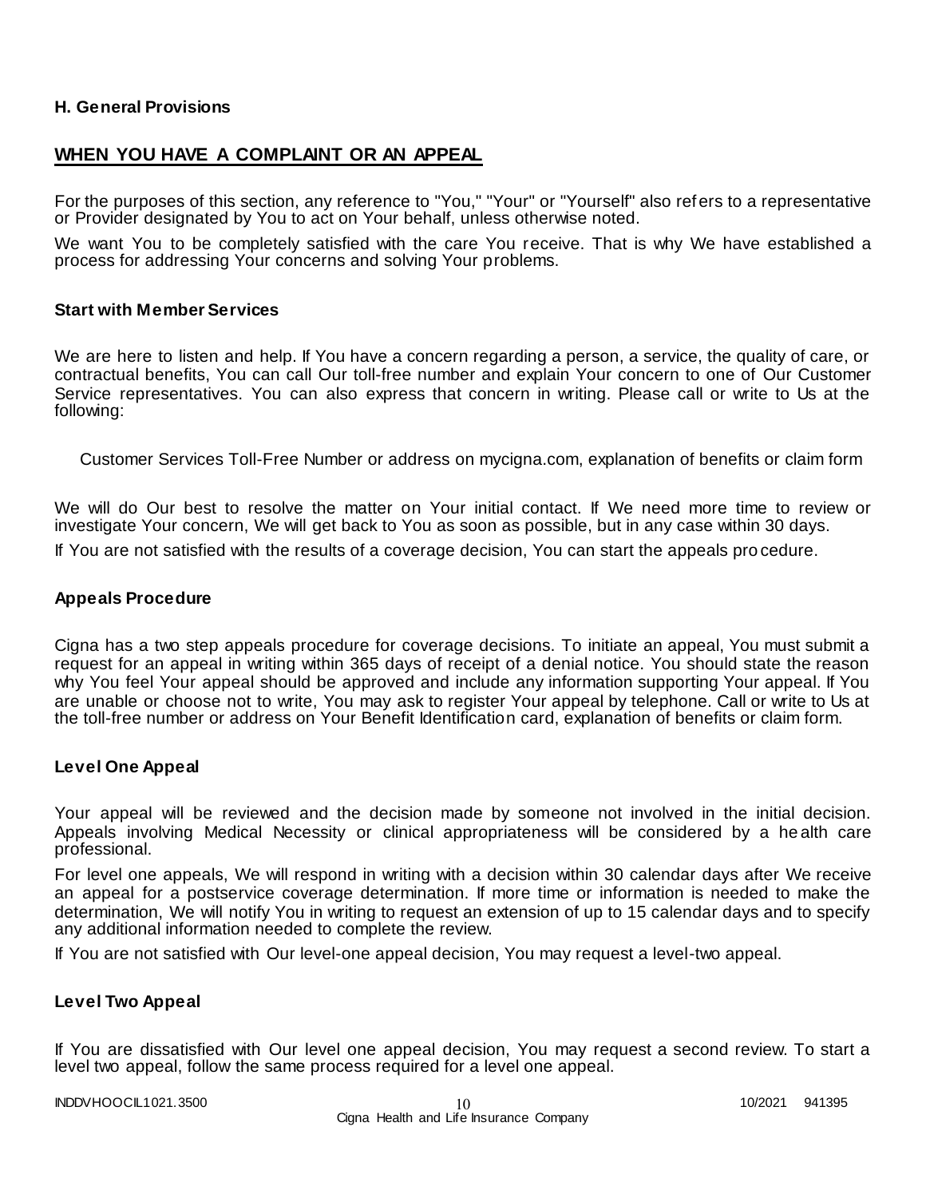### H. General Provisions

## WHEN YOU HAVE A COMPLAINT OR AN APPEAL

For the purposes of this section, any reference to "You," "Your" or "Yourself" also refers to a representative or Provider designated by You to act on Your behalf, unless otherwise noted.

We want You to be completely satisfied with the care You receive. That is why We have established a process for addressing Your concerns and solving Your problems.

### Start with Member Services

We are here to listen and help. If You have a concern regarding a person, a service, the quality of care, or contractual benefits, You can call Our toll-free number and explain Your concern to one of Our Customer Service representatives. You can also express that concern in writing. Please call or write to Us at the following:

Customer Services Toll-Free Number or address on mycigna.com, explanation of benefits or claim form

We will do Our best to resolve the matter on Your initial contact. If We need more time to review or investigate Your concern, We will get back to You as soon as possible, but in any case within 30 days.

If You are not satisfied with the results of a coverage decision, You can start the appeals procedure.

### Appeals Procedure

Cigna has a two step appeals procedure for coverage decisions. To initiate an appeal, You must submit a request for an appeal in writing within 365 days of receipt of a denial notice. You should state the reason why You feel Your appeal should be approved and include any information supporting Your appeal. If You are unable or choose not to write, You may ask to register Your appeal by telephone. Call or write to Us at the toll-free number or address on Your Benefit Identification card, explanation of benefits or claim form.

### Level One Appeal

Your appeal will be reviewed and the decision made by someone not involved in the initial decision. Appeals involving Medical Necessity or clinical appropriateness will be considered by a health care professional.

For level one appeals, We will respond in writing with a decision within 30 calendar days after We receive an appeal for a postservice coverage determination. If more time or information is needed to make the determination, We will notify You in writing to request an extension of up to 15 calendar days and to specify any additional information needed to complete the review.

If You are not satisfied with Our level-one appeal decision, You may request a level-two appeal.

### Level Two Appeal

If You are dissatisfied with Our level one appeal decision, You may request a second review. To start a level two appeal, follow the same process required for a level one appeal.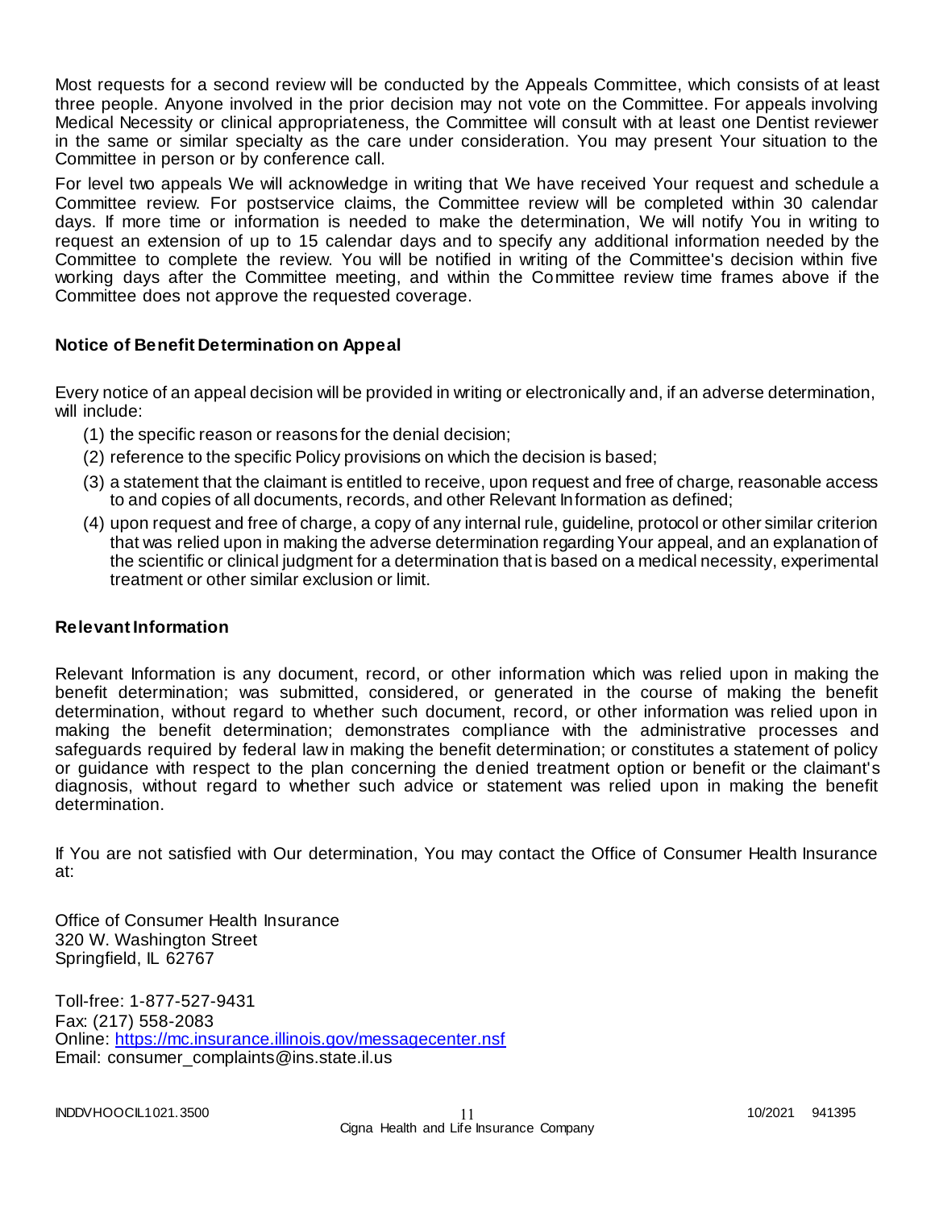Most requests for a second review will be conducted by the Appeals Committee, which consists of at least three people. Anyone involved in the prior decision may not vote on the Committee. For appeals involving Medical Necessity or clinical appropriateness, the Committee will consult with at least one Dentist reviewer in the same or similar specialty as the care under consideration. You may present Your situation to the Committee in person or by conference call.

For level two appeals We will acknowledge in writing that We have received Your request and schedule a Committee review. For postservice claims, the Committee review will be completed within 30 calendar days. If more time or information is needed to make the determination, We will notify You in writing to request an extension of up to 15 calendar days and to specify any additional information needed by the Committee to complete the review. You will be notified in writing of the Committee's decision within five working days after the Committee meeting, and within the Committee review time frames above if the Committee does not approve the requested coverage.

### Notice of Benefit Determination on Appeal

Every notice of an appeal decision will be provided in writing or electronically and, if an adverse determination, will include:

(1) the specific reason or reasons for the denial decision;
(2) reference to the specific Policy provisions on which the decision is based;
(3) a statement that the claimant is entitled to receive, upon request and free of charge, reasonable access to and copies of all documents, records, and other Relevant Information as defined;
(4) upon request and free of charge, a copy of any internal rule, guideline, protocol or other similar criterion that was relied upon in making the adverse determination regarding Your appeal, and an explanation of the scientific or clinical judgment for a determination that is based on a medical necessity, experimental treatment or other similar exclusion or limit.

### Relevant Information

Relevant Information is any document, record, or other information which was relied upon in making the benefit determination; was submitted, considered, or generated in the course of making the benefit determination, without regard to whether such document, record, or other information was relied upon in making the benefit determination; demonstrates compliance with the administrative processes and safeguards required by federal law in making the benefit determination; or constitutes a statement of policy or guidance with respect to the plan concerning the denied treatment option or benefit or the claimant's diagnosis, without regard to whether such advice or statement was relied upon in making the benefit determination.

If You are not satisfied with Our determination, You may contact the Office of Consumer Health Insurance at:

Office of Consumer Health Insurance
320 W. Washington Street
Springfield, IL 62767

Toll-free: 1-877-527-9431
Fax: (217) 558-2083
Online: https://mc.insurance.illinois.gov/messagecenter.nsf
Email: consumer_complaints@ins.state.il.us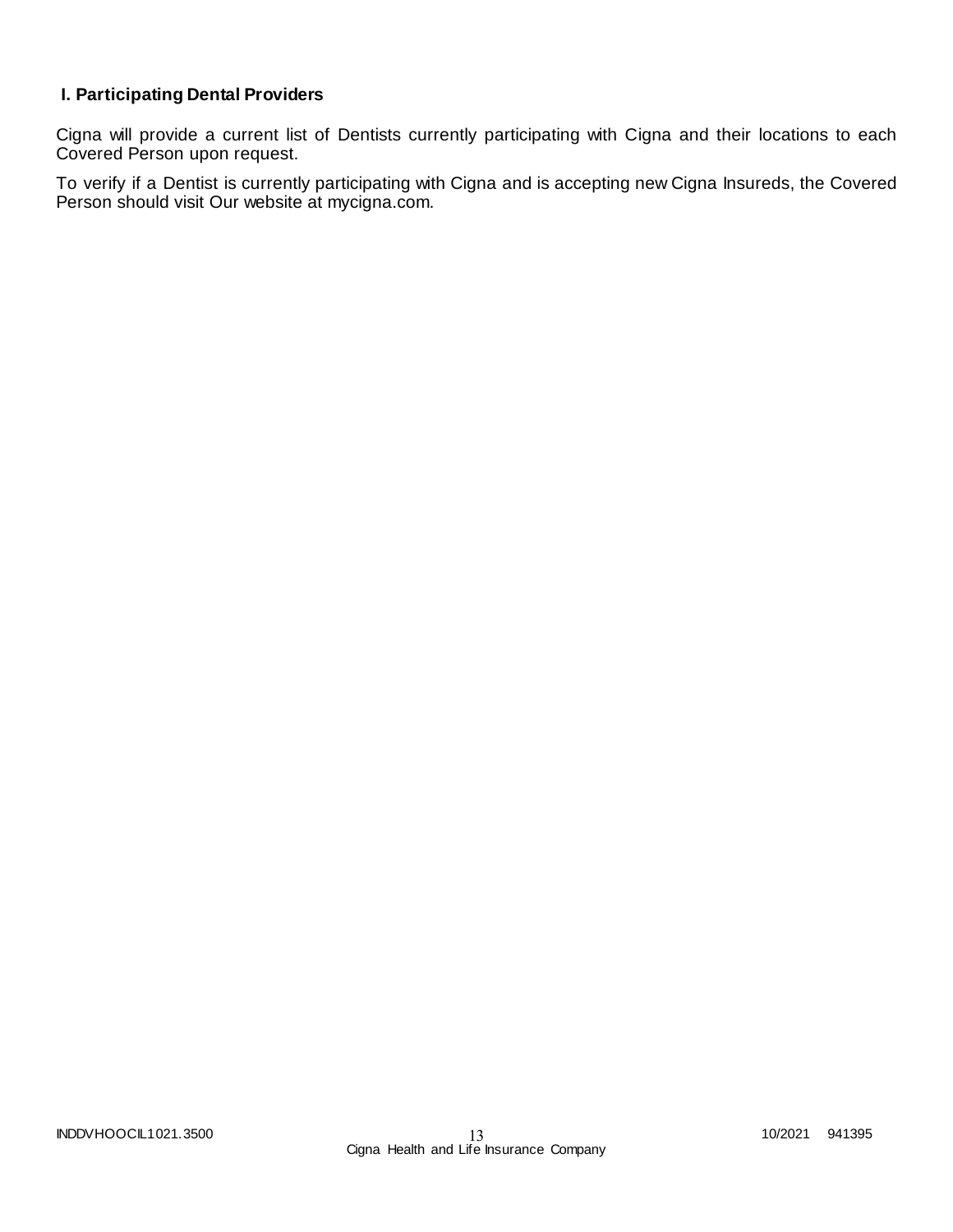## I. Participating Dental Providers

Cigna will provide a current list of Dentists currently participating with Cigna and their locations to each Covered Person upon request.

To verify if a Dentist is currently participating with Cigna and is accepting new Cigna Insureds, the Covered Person should visit Our website at mycigna.com.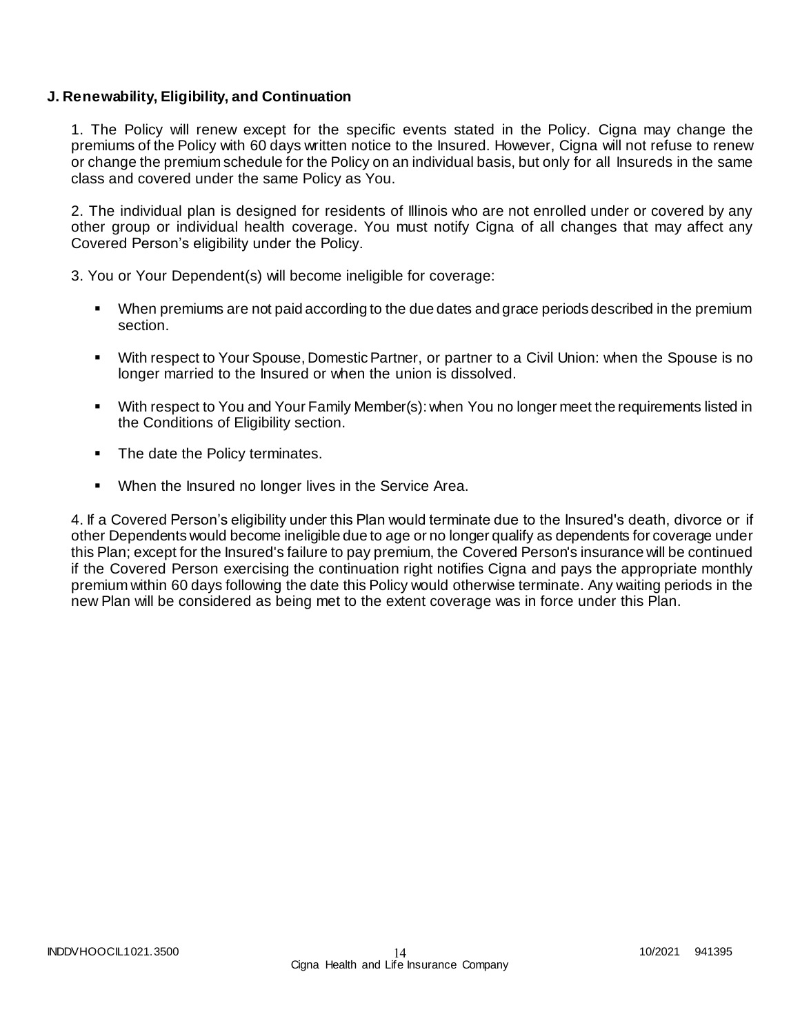**J. Renewability, Eligibility, and Continuation**

1. The Policy will renew except for the specific events stated in the Policy. Cigna may change the premiums of the Policy with 60 days written notice to the Insured. However, Cigna will not refuse to renew or change the premium schedule for the Policy on an individual basis, but only for all Insureds in the same class and covered under the same Policy as You.

2. The individual plan is designed for residents of Illinois who are not enrolled under or covered by any other group or individual health coverage. You must notify Cigna of all changes that may affect any Covered Person's eligibility under the Policy.

3. You or Your Dependent(s) will become ineligible for coverage:

- When premiums are not paid according to the due dates and grace periods described in the premium section.
- With respect to Your Spouse, Domestic Partner, or partner to a Civil Union: when the Spouse is no longer married to the Insured or when the union is dissolved.
- With respect to You and Your Family Member(s): when You no longer meet the requirements listed in the Conditions of Eligibility section.
- The date the Policy terminates.
- When the Insured no longer lives in the Service Area.

4. If a Covered Person's eligibility under this Plan would terminate due to the Insured's death, divorce or if other Dependents would become ineligible due to age or no longer qualify as dependents for coverage under this Plan; except for the Insured's failure to pay premium, the Covered Person's insurance will be continued if the Covered Person exercising the continuation right notifies Cigna and pays the appropriate monthly premium within 60 days following the date this Policy would otherwise terminate. Any waiting periods in the new Plan will be considered as being met to the extent coverage was in force under this Plan.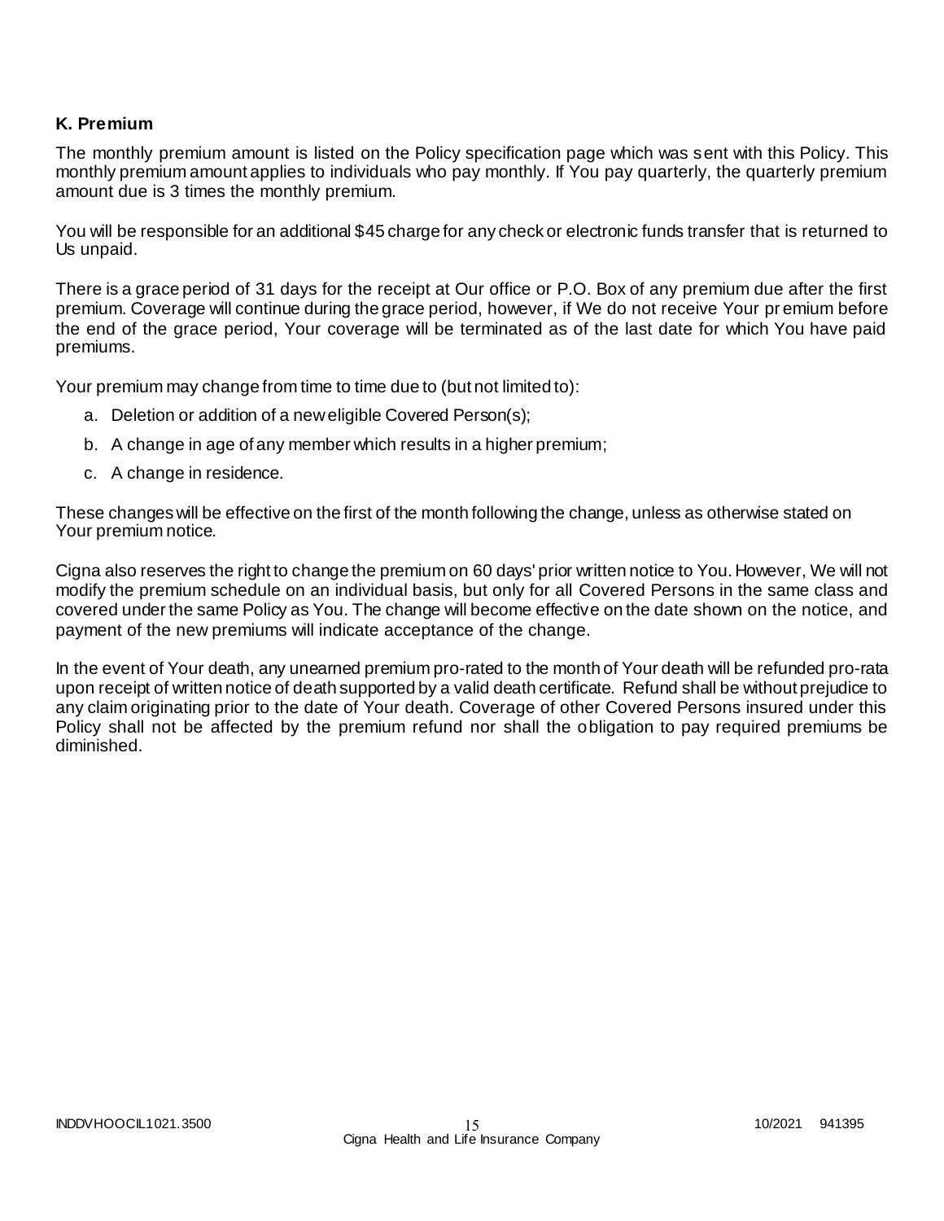### K. Premium

The monthly premium amount is listed on the Policy specification page which was sent with this Policy. This monthly premium amount applies to individuals who pay monthly. If You pay quarterly, the quarterly premium amount due is 3 times the monthly premium.

You will be responsible for an additional $45 charge for any check or electronic funds transfer that is returned to Us unpaid.

There is a grace period of 31 days for the receipt at Our office or P.O. Box of any premium due after the first premium. Coverage will continue during the grace period, however, if We do not receive Your premium before the end of the grace period, Your coverage will be terminated as of the last date for which You have paid premiums.

Your premium may change from time to time due to (but not limited to):

a. Deletion or addition of a new eligible Covered Person(s);
b. A change in age of any member which results in a higher premium;
c. A change in residence.

These changes will be effective on the first of the month following the change, unless as otherwise stated on Your premium notice.

Cigna also reserves the right to change the premium on 60 days' prior written notice to You. However, We will not modify the premium schedule on an individual basis, but only for all Covered Persons in the same class and covered under the same Policy as You. The change will become effective on the date shown on the notice, and payment of the new premiums will indicate acceptance of the change.

In the event of Your death, any unearned premium pro-rated to the month of Your death will be refunded pro-rata upon receipt of written notice of death supported by a valid death certificate. Refund shall be without prejudice to any claim originating prior to the date of Your death. Coverage of other Covered Persons insured under this Policy shall not be affected by the premium refund nor shall the obligation to pay required premiums be diminished.